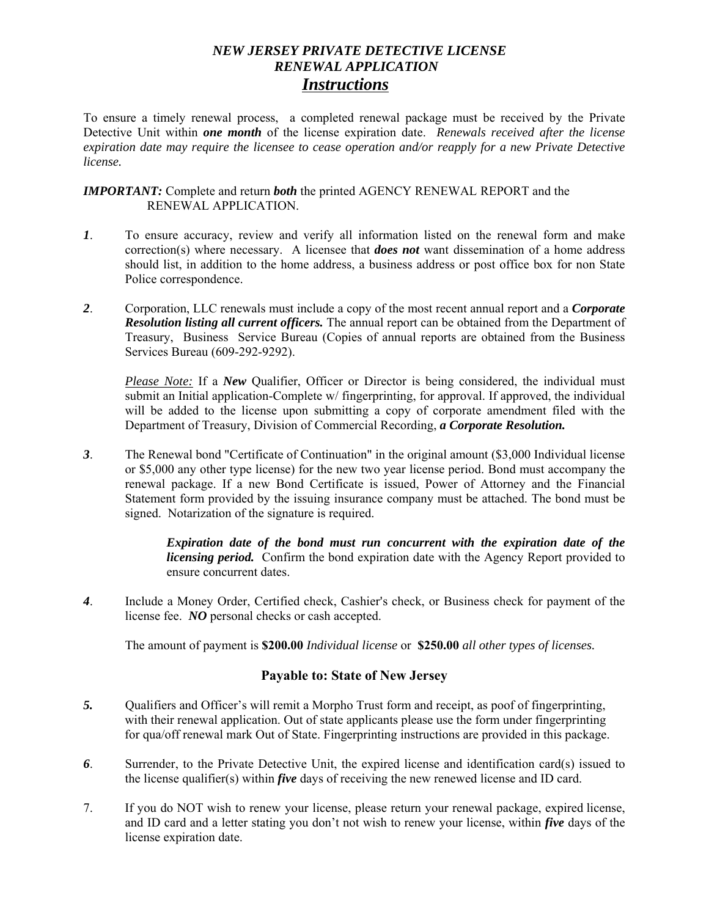# *NEW JERSEY PRIVATE DETECTIVE LICENSE*
# *RENEWAL APPLICATION*
## ***Instructions***

To ensure a timely renewal process, a completed renewal package must be received by the Private Detective Unit within ***one month*** of the license expiration date. *Renewals received after the license expiration date may require the licensee to cease operation and/or reapply for a new Private Detective license.*

***IMPORTANT:*** Complete and return ***both*** the printed AGENCY RENEWAL REPORT and the RENEWAL APPLICATION.

***1***. To ensure accuracy, review and verify all information listed on the renewal form and make correction(s) where necessary. A licensee that ***does not*** want dissemination of a home address should list, in addition to the home address, a business address or post office box for non State Police correspondence.

***2***. Corporation, LLC renewals must include a copy of the most recent annual report and a ***Corporate Resolution listing all current officers.*** The annual report can be obtained from the Department of Treasury, Business Service Bureau (Copies of annual reports are obtained from the Business Services Bureau (609-292-9292).

*Please Note:* If a ***New*** Qualifier, Officer or Director is being considered, the individual must submit an Initial application-Complete w/ fingerprinting, for approval. If approved, the individual will be added to the license upon submitting a copy of corporate amendment filed with the Department of Treasury, Division of Commercial Recording, ***a Corporate Resolution.***

***3***. The Renewal bond "Certificate of Continuation" in the original amount ($3,000 Individual license or $5,000 any other type license) for the new two year license period. Bond must accompany the renewal package. If a new Bond Certificate is issued, Power of Attorney and the Financial Statement form provided by the issuing insurance company must be attached. The bond must be signed. Notarization of the signature is required.

> ***Expiration date of the bond must run concurrent with the expiration date of the licensing period.*** Confirm the bond expiration date with the Agency Report provided to ensure concurrent dates.

***4***. Include a Money Order, Certified check, Cashier's check, or Business check for payment of the license fee. ***NO*** personal checks or cash accepted.

The amount of payment is **$200.00** *Individual license* or **$250.00** *all other types of licenses.*

**Payable to: State of New Jersey**

***5.*** Qualifiers and Officer's will remit a Morpho Trust form and receipt, as poof of fingerprinting, with their renewal application. Out of state applicants please use the form under fingerprinting for qua/off renewal mark Out of State. Fingerprinting instructions are provided in this package.

***6***. Surrender, to the Private Detective Unit, the expired license and identification card(s) issued to the license qualifier(s) within ***five*** days of receiving the new renewed license and ID card.

7. If you do NOT wish to renew your license, please return your renewal package, expired license, and ID card and a letter stating you don't not wish to renew your license, within ***five*** days of the license expiration date.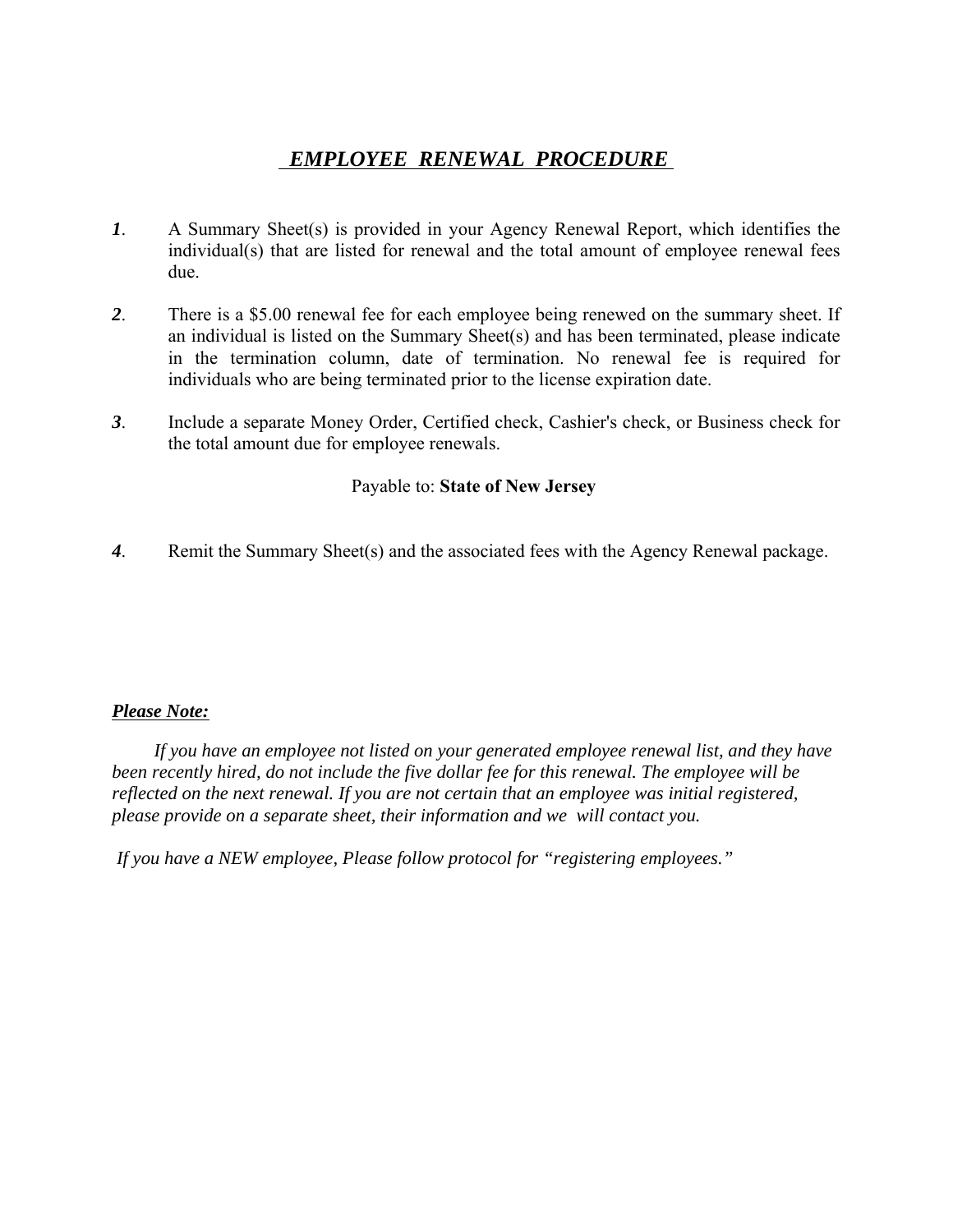# *EMPLOYEE RENEWAL PROCEDURE*

***1***. A Summary Sheet(s) is provided in your Agency Renewal Report, which identifies the individual(s) that are listed for renewal and the total amount of employee renewal fees due.

***2***. There is a $5.00 renewal fee for each employee being renewed on the summary sheet. If an individual is listed on the Summary Sheet(s) and has been terminated, please indicate in the termination column, date of termination. No renewal fee is required for individuals who are being terminated prior to the license expiration date.

***3***. Include a separate Money Order, Certified check, Cashier's check, or Business check for the total amount due for employee renewals.

Payable to: **State of New Jersey**

***4***. Remit the Summary Sheet(s) and the associated fees with the Agency Renewal package.

***Please Note:***

*If you have an employee not listed on your generated employee renewal list, and they have been recently hired, do not include the five dollar fee for this renewal. The employee will be reflected on the next renewal. If you are not certain that an employee was initial registered, please provide on a separate sheet, their information and we will contact you.*

*If you have a NEW employee, Please follow protocol for "registering employees."*